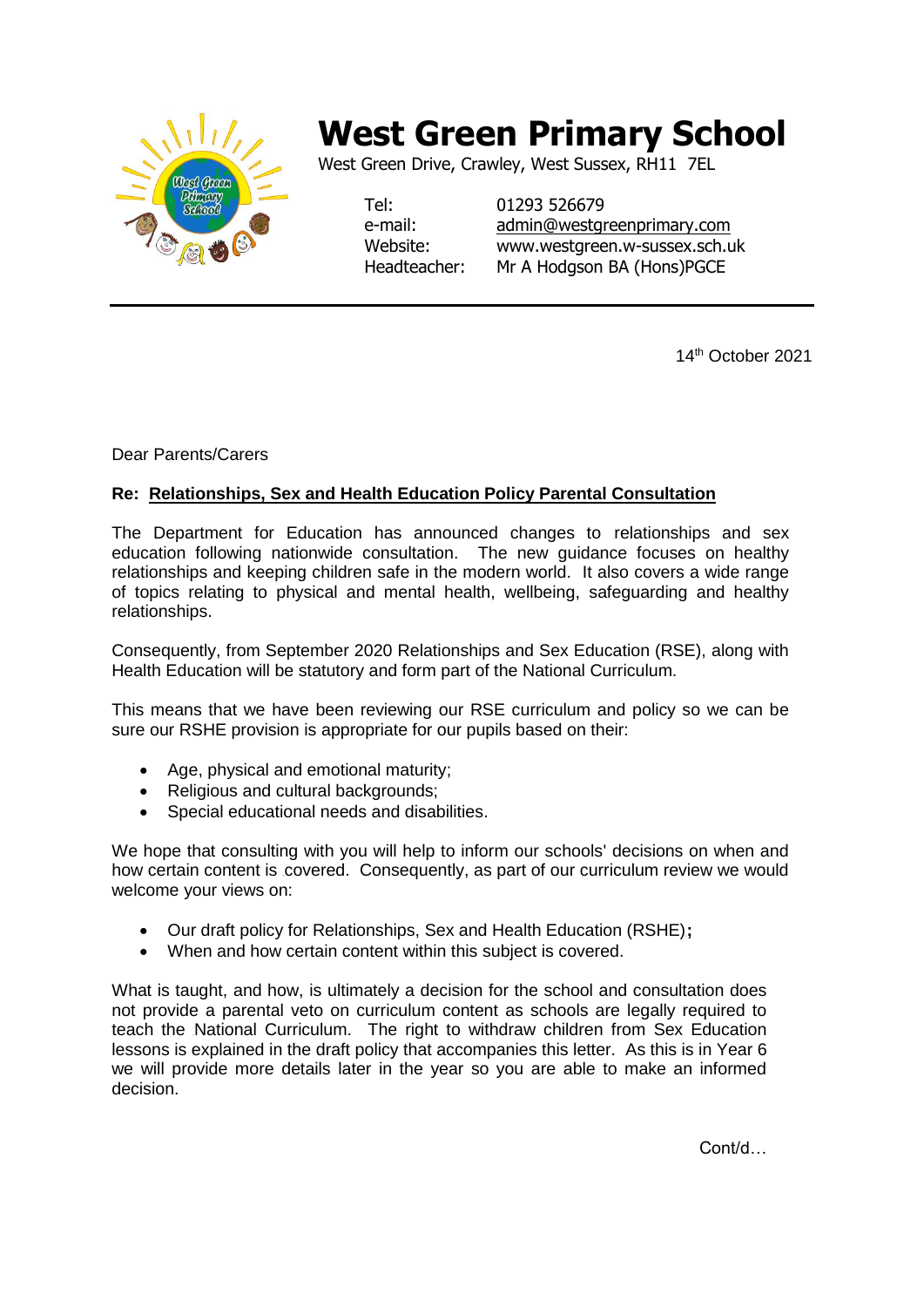# West Green Primary School

West Green Drive, Crawley, West Sussex, RH11 7EL

| | |
|---|---|
| Tel: | 01293 526679 |
| e-mail: | admin@westgreenprimary.com |
| Website: | www.westgreen.w-sussex.sch.uk |
| Headteacher: | Mr A Hodgson BA (Hons)PGCE |

14th October 2021

Dear Parents/Carers

**Re: Relationships, Sex and Health Education Policy Parental Consultation**

The Department for Education has announced changes to relationships and sex education following nationwide consultation. The new guidance focuses on healthy relationships and keeping children safe in the modern world. It also covers a wide range of topics relating to physical and mental health, wellbeing, safeguarding and healthy relationships.

Consequently, from September 2020 Relationships and Sex Education (RSE), along with Health Education will be statutory and form part of the National Curriculum.

This means that we have been reviewing our RSE curriculum and policy so we can be sure our RSHE provision is appropriate for our pupils based on their:

- Age, physical and emotional maturity;
- Religious and cultural backgrounds;
- Special educational needs and disabilities.

We hope that consulting with you will help to inform our schools' decisions on when and how certain content is covered. Consequently, as part of our curriculum review we would welcome your views on:

- Our draft policy for Relationships, Sex and Health Education (RSHE);
- When and how certain content within this subject is covered.

What is taught, and how, is ultimately a decision for the school and consultation does not provide a parental veto on curriculum content as schools are legally required to teach the National Curriculum. The right to withdraw children from Sex Education lessons is explained in the draft policy that accompanies this letter. As this is in Year 6 we will provide more details later in the year so you are able to make an informed decision.

Cont/d…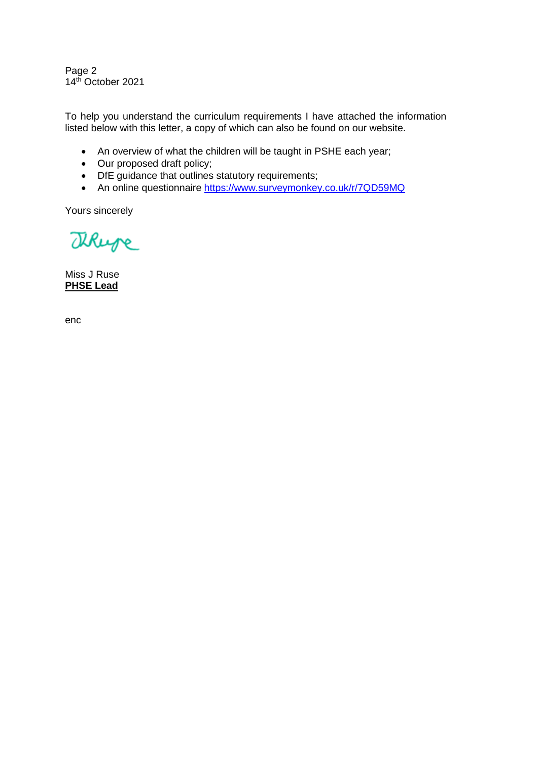To help you understand the curriculum requirements I have attached the information listed below with this letter, a copy of which can also be found on our website.

- An overview of what the children will be taught in PSHE each year;
- Our proposed draft policy;
- DfE guidance that outlines statutory requirements;
- An online questionnaire https://www.surveymonkey.co.uk/r/7QD59MQ

Yours sincerely

Miss J Ruse
**PHSE Lead**

enc